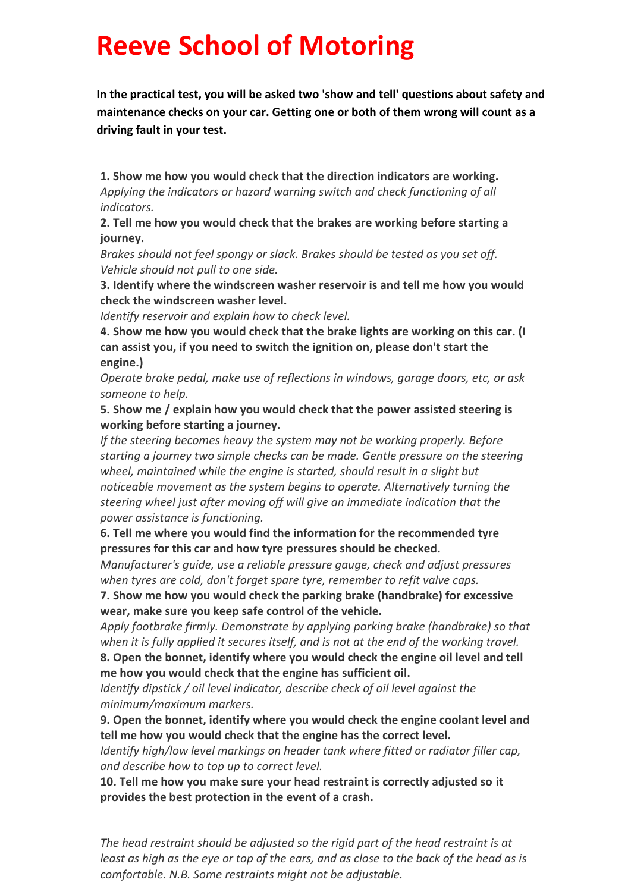# Reeve School of Motoring

**In the practical test, you will be asked two 'show and tell' questions about safety and maintenance checks on your car. Getting one or both of them wrong will count as a driving fault in your test.**

**1. Show me how you would check that the direction indicators are working.**
*Applying the indicators or hazard warning switch and check functioning of all indicators.*

**2. Tell me how you would check that the brakes are working before starting a journey.**
*Brakes should not feel spongy or slack. Brakes should be tested as you set off. Vehicle should not pull to one side.*

**3. Identify where the windscreen washer reservoir is and tell me how you would check the windscreen washer level.**
*Identify reservoir and explain how to check level.*

**4. Show me how you would check that the brake lights are working on this car. (I can assist you, if you need to switch the ignition on, please don't start the engine.)**
*Operate brake pedal, make use of reflections in windows, garage doors, etc, or ask someone to help.*

**5. Show me / explain how you would check that the power assisted steering is working before starting a journey.**
*If the steering becomes heavy the system may not be working properly. Before starting a journey two simple checks can be made. Gentle pressure on the steering wheel, maintained while the engine is started, should result in a slight but noticeable movement as the system begins to operate. Alternatively turning the steering wheel just after moving off will give an immediate indication that the power assistance is functioning.*

**6. Tell me where you would find the information for the recommended tyre pressures for this car and how tyre pressures should be checked.**
*Manufacturer's guide, use a reliable pressure gauge, check and adjust pressures when tyres are cold, don't forget spare tyre, remember to refit valve caps.*

**7. Show me how you would check the parking brake (handbrake) for excessive wear, make sure you keep safe control of the vehicle.**
*Apply footbrake firmly. Demonstrate by applying parking brake (handbrake) so that when it is fully applied it secures itself, and is not at the end of the working travel.*

**8. Open the bonnet, identify where you would check the engine oil level and tell me how you would check that the engine has sufficient oil.**
*Identify dipstick / oil level indicator, describe check of oil level against the minimum/maximum markers.*

**9. Open the bonnet, identify where you would check the engine coolant level and tell me how you would check that the engine has the correct level.**
*Identify high/low level markings on header tank where fitted or radiator filler cap, and describe how to top up to correct level.*

**10. Tell me how you make sure your head restraint is correctly adjusted so it provides the best protection in the event of a crash.**

*The head restraint should be adjusted so the rigid part of the head restraint is at least as high as the eye or top of the ears, and as close to the back of the head as is comfortable. N.B. Some restraints might not be adjustable.*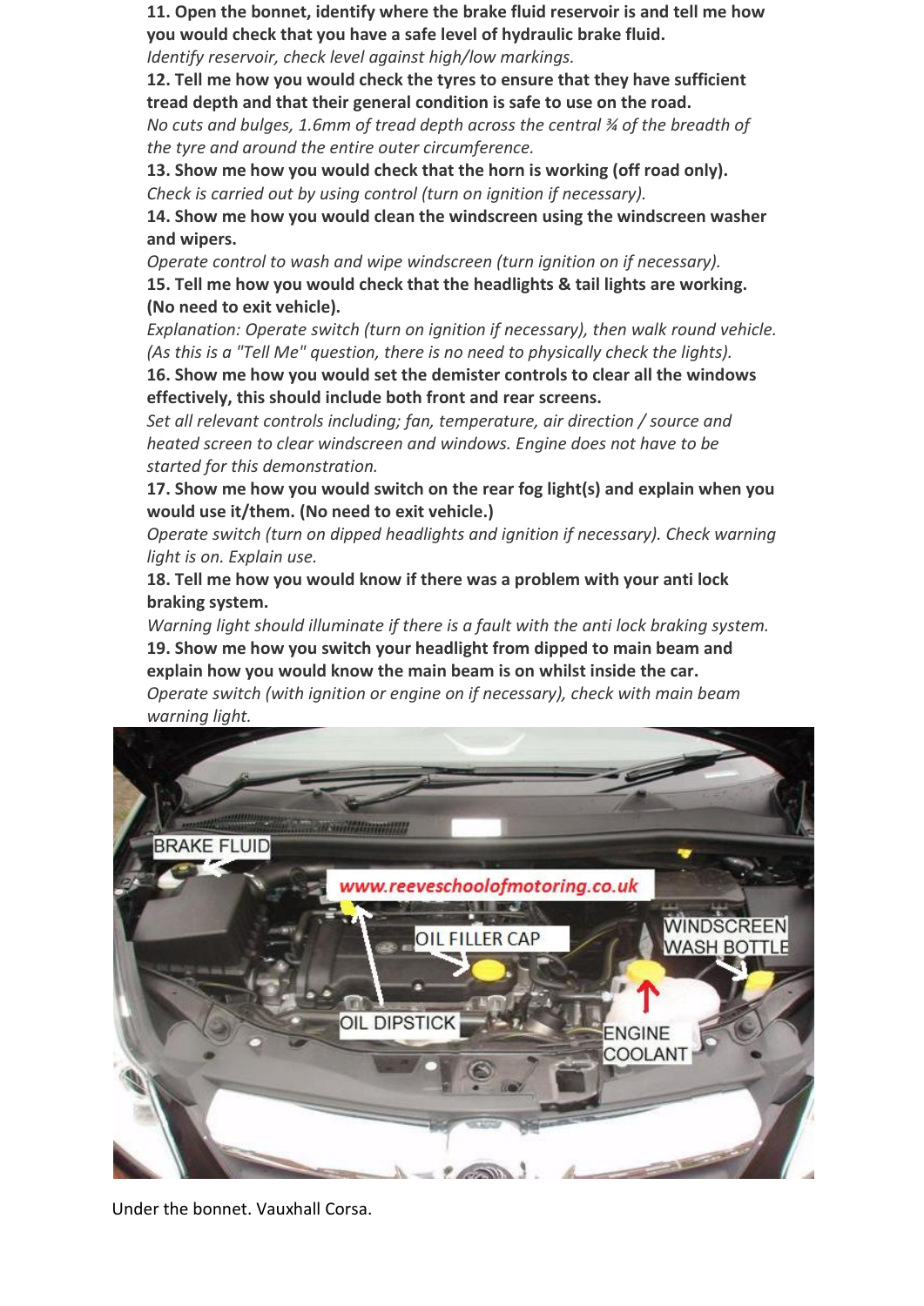**11. Open the bonnet, identify where the brake fluid reservoir is and tell me how you would check that you have a safe level of hydraulic brake fluid.**
*Identify reservoir, check level against high/low markings.*

**12. Tell me how you would check the tyres to ensure that they have sufficient tread depth and that their general condition is safe to use on the road.**
*No cuts and bulges, 1.6mm of tread depth across the central ¾ of the breadth of the tyre and around the entire outer circumference.*

**13. Show me how you would check that the horn is working (off road only).**
*Check is carried out by using control (turn on ignition if necessary).*

**14. Show me how you would clean the windscreen using the windscreen washer and wipers.**
*Operate control to wash and wipe windscreen (turn ignition on if necessary).*

**15. Tell me how you would check that the headlights & tail lights are working. (No need to exit vehicle).**
*Explanation: Operate switch (turn on ignition if necessary), then walk round vehicle. (As this is a "Tell Me" question, there is no need to physically check the lights).*

**16. Show me how you would set the demister controls to clear all the windows effectively, this should include both front and rear screens.**
*Set all relevant controls including; fan, temperature, air direction / source and heated screen to clear windscreen and windows. Engine does not have to be started for this demonstration.*

**17. Show me how you would switch on the rear fog light(s) and explain when you would use it/them. (No need to exit vehicle.)**
*Operate switch (turn on dipped headlights and ignition if necessary). Check warning light is on. Explain use.*

**18. Tell me how you would know if there was a problem with your anti lock braking system.**
*Warning light should illuminate if there is a fault with the anti lock braking system.*

**19. Show me how you switch your headlight from dipped to main beam and explain how you would know the main beam is on whilst inside the car.**
*Operate switch (with ignition or engine on if necessary), check with main beam warning light.*

BRAKE FLUID
www.reeveschoolofmotoring.co.uk
OIL FILLER CAP
WINDSCREEN WASH BOTTLE
OIL DIPSTICK
ENGINE COOLANT

Under the bonnet. Vauxhall Corsa.